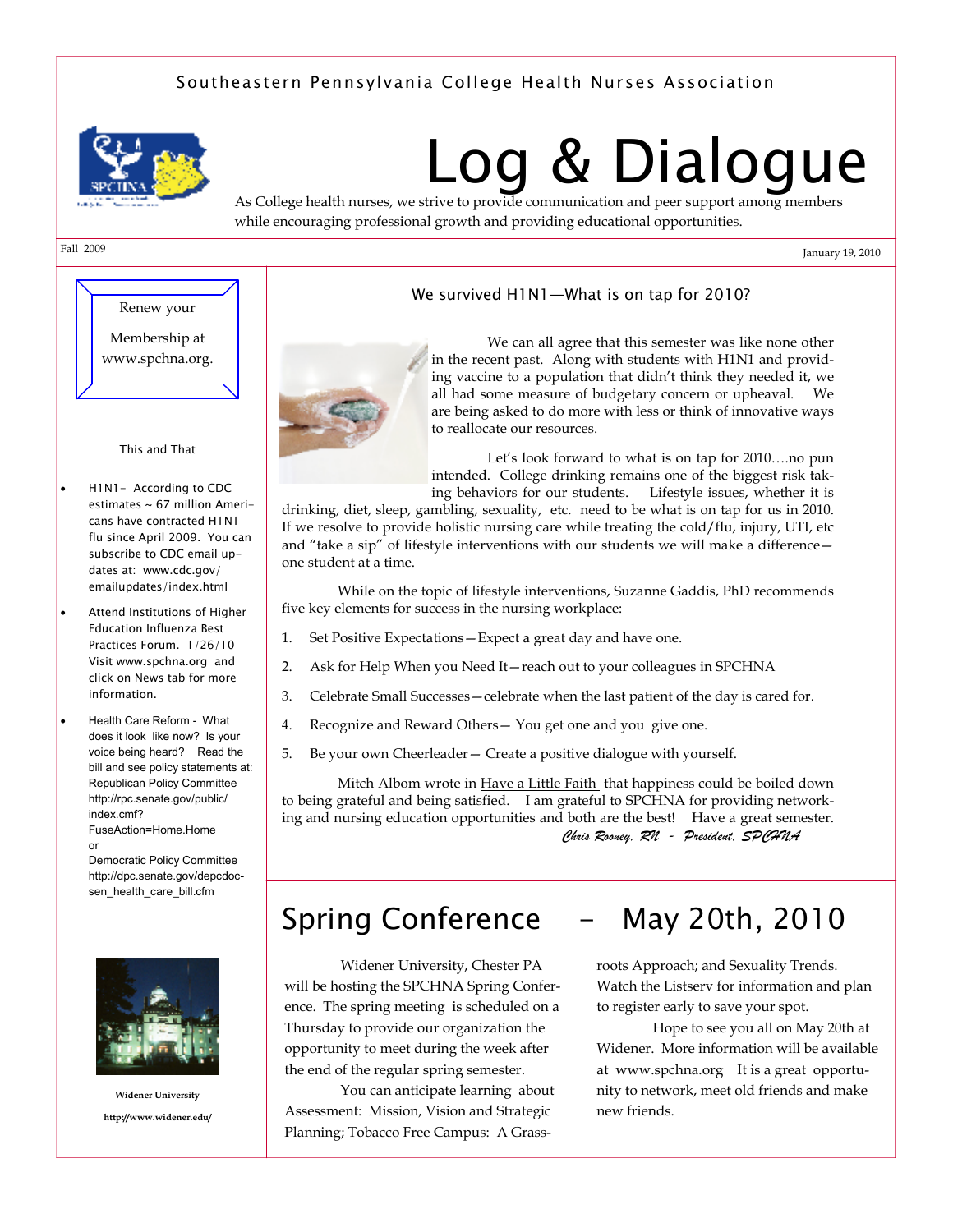Southeastern Pennsylvania College Health Nurses Association

# Log & Dialogue

As College health nurses, we strive to provide communication and peer support among members while encouraging professional growth and providing educational opportunities.

Fall 2009

January 19, 2010

Renew your Membership at www.spchna.org.

### This and That

- H1N1- According to CDC estimates ~ 67 million Americans have contracted H1N1 flu since April 2009. You can subscribe to CDC email updates at: www.cdc.gov/emailupdates/index.html
- Attend Institutions of Higher Education Influenza Best Practices Forum. 1/26/10 Visit www.spchna.org and click on News tab for more information.
- Health Care Reform - What does it look like now? Is your voice being heard? Read the bill and see policy statements at: Republican Policy Committee http://rpc.senate.gov/public/index.cmf?FuseAction=Home.Home or Democratic Policy Committee http://dpc.senate.gov/depcdoc-sen_health_care_bill.cfm

Widener University

http://www.widener.edu/

## We survived H1N1—What is on tap for 2010?

We can all agree that this semester was like none other in the recent past. Along with students with H1N1 and providing vaccine to a population that didn't think they needed it, we all had some measure of budgetary concern or upheaval. We are being asked to do more with less or think of innovative ways to reallocate our resources.

Let's look forward to what is on tap for 2010….no pun intended. College drinking remains one of the biggest risk taking behaviors for our students. Lifestyle issues, whether it is drinking, diet, sleep, gambling, sexuality, etc. need to be what is on tap for us in 2010. If we resolve to provide holistic nursing care while treating the cold/flu, injury, UTI, etc and "take a sip" of lifestyle interventions with our students we will make a difference—one student at a time.

While on the topic of lifestyle interventions, Suzanne Gaddis, PhD recommends five key elements for success in the nursing workplace:

1. Set Positive Expectations—Expect a great day and have one.
2. Ask for Help When you Need It—reach out to your colleagues in SPCHNA
3. Celebrate Small Successes—celebrate when the last patient of the day is cared for.
4. Recognize and Reward Others— You get one and you give one.
5. Be your own Cheerleader— Create a positive dialogue with yourself.

Mitch Albom wrote in Have a Little Faith that happiness could be boiled down to being grateful and being satisfied. I am grateful to SPCHNA for providing networking and nursing education opportunities and both are the best! Have a great semester.

*Chris Rooney, RN - President, SPCHNA*

## Spring Conference - May 20th, 2010

Widener University, Chester PA will be hosting the SPCHNA Spring Conference. The spring meeting is scheduled on a Thursday to provide our organization the opportunity to meet during the week after the end of the regular spring semester.

You can anticipate learning about Assessment: Mission, Vision and Strategic Planning; Tobacco Free Campus: A Grassroots Approach; and Sexuality Trends. Watch the Listserv for information and plan to register early to save your spot.

Hope to see you all on May 20th at Widener. More information will be available at www.spchna.org It is a great opportunity to network, meet old friends and make new friends.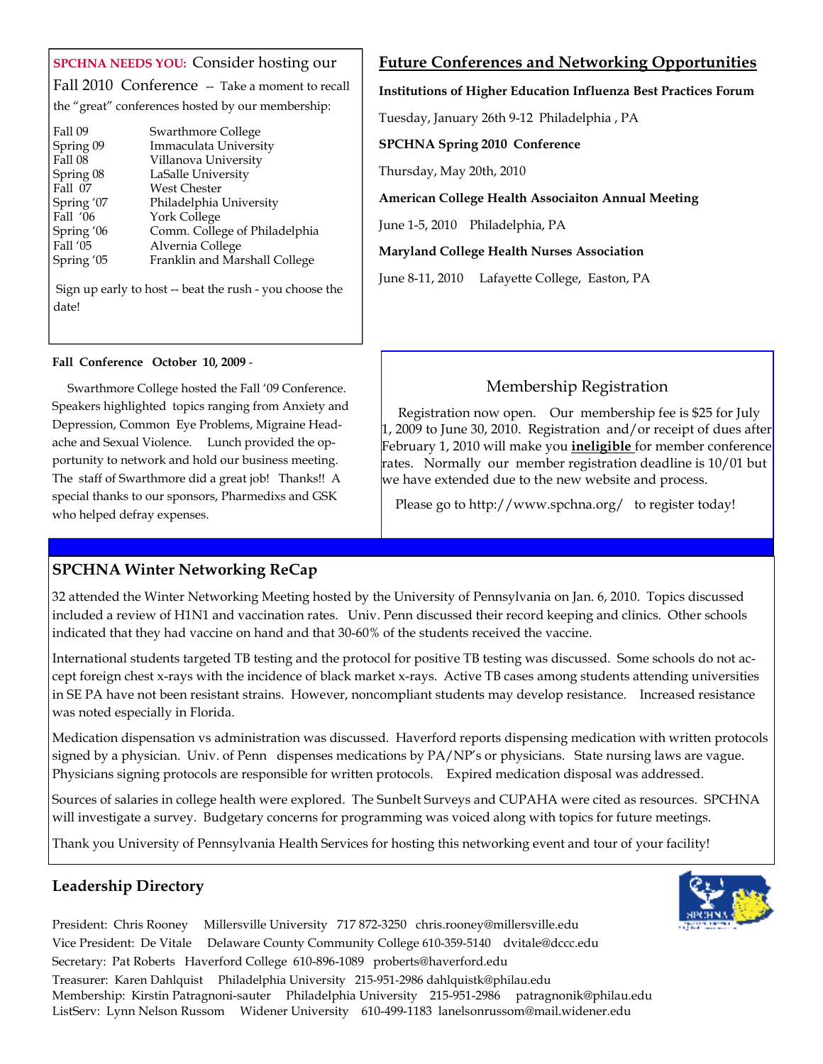**SPCHNA NEEDS YOU:** Consider hosting our Fall 2010 Conference -- Take a moment to recall the "great" conferences hosted by our membership:

| | |
|---|---|
| Fall 09 | Swarthmore College |
| Spring 09 | Immaculata University |
| Fall 08 | Villanova University |
| Spring 08 | LaSalle University |
| Fall 07 | West Chester |
| Spring '07 | Philadelphia University |
| Fall '06 | York College |
| Spring '06 | Comm. College of Philadelphia |
| Fall '05 | Alvernia College |
| Spring '05 | Franklin and Marshall College |

Sign up early to host -- beat the rush - you choose the date!

**Fall Conference October 10, 2009** -

Swarthmore College hosted the Fall '09 Conference. Speakers highlighted topics ranging from Anxiety and Depression, Common Eye Problems, Migraine Headache and Sexual Violence. Lunch provided the opportunity to network and hold our business meeting. The staff of Swarthmore did a great job! Thanks!! A special thanks to our sponsors, Pharmedixs and GSK who helped defray expenses.

## Future Conferences and Networking Opportunities

**Institutions of Higher Education Influenza Best Practices Forum**

Tuesday, January 26th 9-12 Philadelphia , PA

**SPCHNA Spring 2010 Conference**

Thursday, May 20th, 2010

**American College Health Associaiton Annual Meeting**

June 1-5, 2010 Philadelphia, PA

**Maryland College Health Nurses Association**

June 8-11, 2010 Lafayette College, Easton, PA

### Membership Registration

Registration now open. Our membership fee is $25 for July 1, 2009 to June 30, 2010. Registration and/or receipt of dues after February 1, 2010 will make you **ineligible** for member conference rates. Normally our member registration deadline is 10/01 but we have extended due to the new website and process.

Please go to http://www.spchna.org/ to register today!

## SPCHNA Winter Networking ReCap

32 attended the Winter Networking Meeting hosted by the University of Pennsylvania on Jan. 6, 2010. Topics discussed included a review of H1N1 and vaccination rates. Univ. Penn discussed their record keeping and clinics. Other schools indicated that they had vaccine on hand and that 30-60% of the students received the vaccine.

International students targeted TB testing and the protocol for positive TB testing was discussed. Some schools do not accept foreign chest x-rays with the incidence of black market x-rays. Active TB cases among students attending universities in SE PA have not been resistant strains. However, noncompliant students may develop resistance. Increased resistance was noted especially in Florida.

Medication dispensation vs administration was discussed. Haverford reports dispensing medication with written protocols signed by a physician. Univ. of Penn dispenses medications by PA/NP's or physicians. State nursing laws are vague. Physicians signing protocols are responsible for written protocols. Expired medication disposal was addressed.

Sources of salaries in college health were explored. The Sunbelt Surveys and CUPAHA were cited as resources. SPCHNA will investigate a survey. Budgetary concerns for programming was voiced along with topics for future meetings.

Thank you University of Pennsylvania Health Services for hosting this networking event and tour of your facility!

## Leadership Directory

President: Chris Rooney Millersville University 717 872-3250 chris.rooney@millersville.edu
Vice President: De Vitale Delaware County Community College 610-359-5140 dvitale@dccc.edu
Secretary: Pat Roberts Haverford College 610-896-1089 proberts@haverford.edu
Treasurer: Karen Dahlquist Philadelphia University 215-951-2986 dahlquistk@philau.edu
Membership: Kirstin Patragnoni-sauter Philadelphia University 215-951-2986 patragnonik@philau.edu
ListServ: Lynn Nelson Russom Widener University 610-499-1183 lanelsonrussom@mail.widener.edu